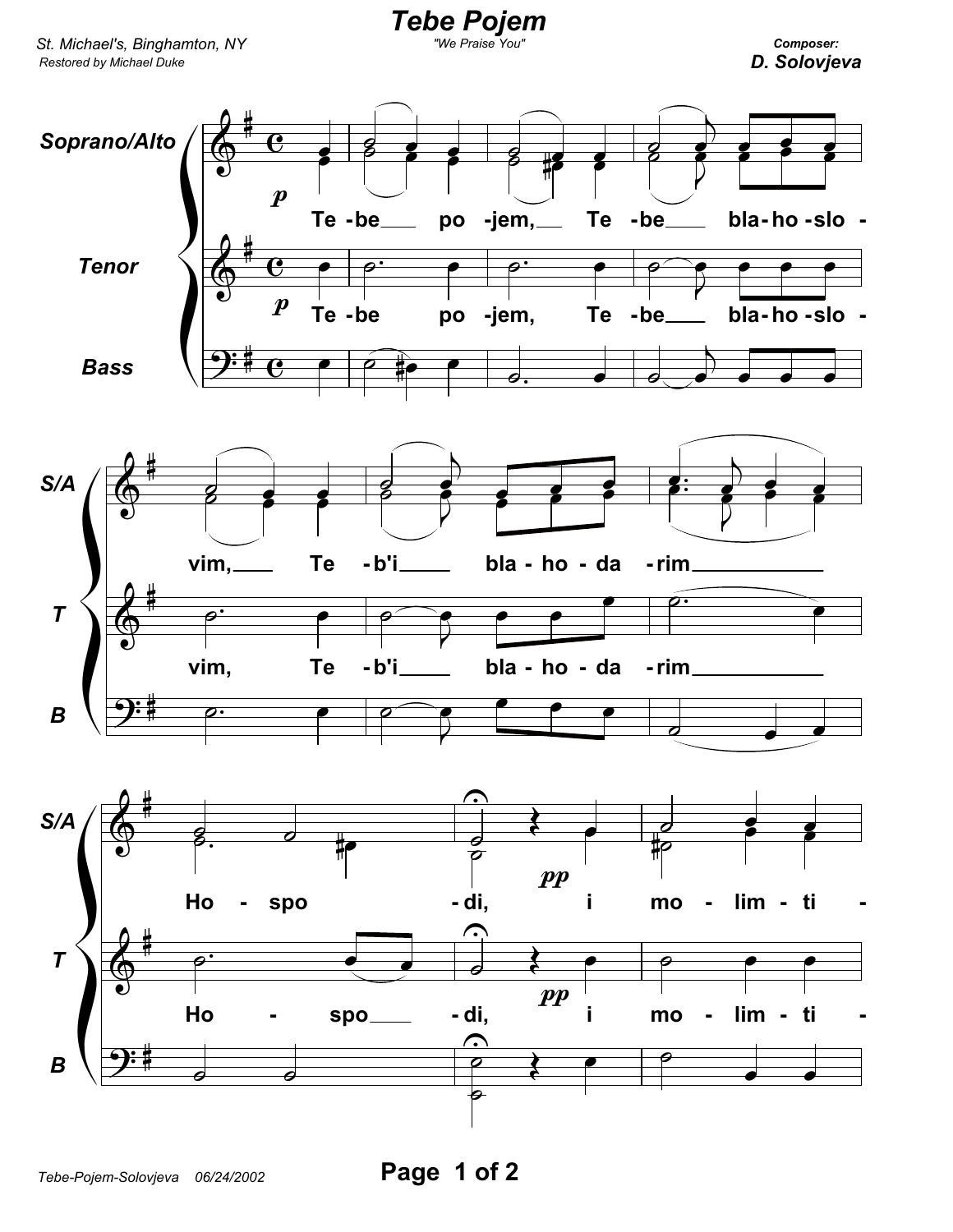# Tebe Pojem

"We Praise You"

St. Michael's, Binghamton, NY
Restored by Michael Duke

Composer:
**D. Solovjeva**

Tebe-Pojem-Solovjeva 06/24/2002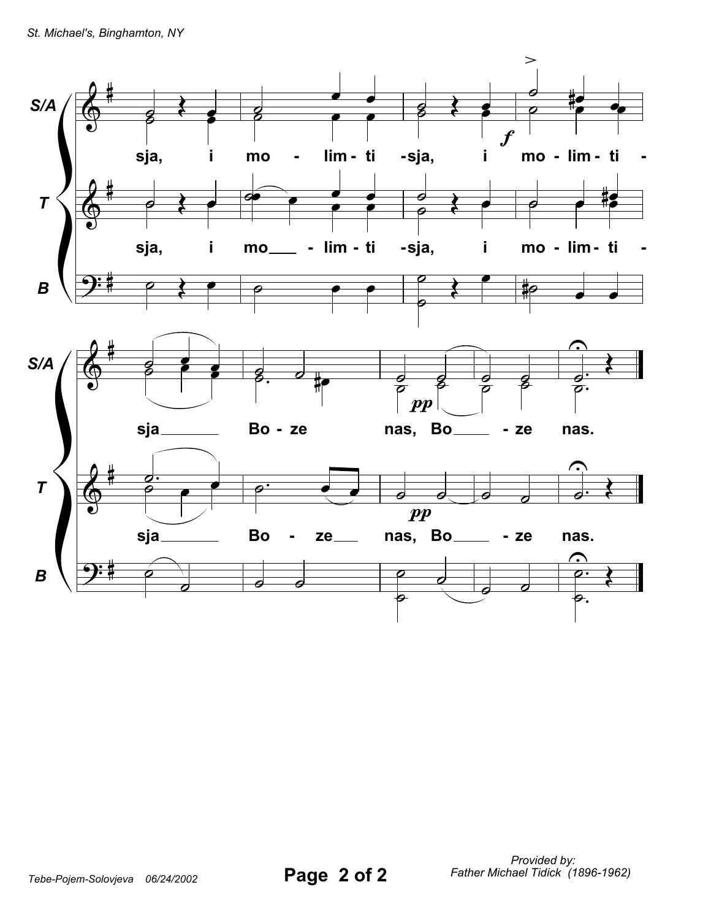S/A

sja, i mo - lim - ti -sja, i mo - lim - ti -

T

sja, i mo___ - lim - ti -sja, i mo - lim - ti -

B

S/A

sja_______ Bo - ze nas, Bo____ - ze nas.

T

sja_______ Bo - ze___ nas, Bo____ - ze nas.

B